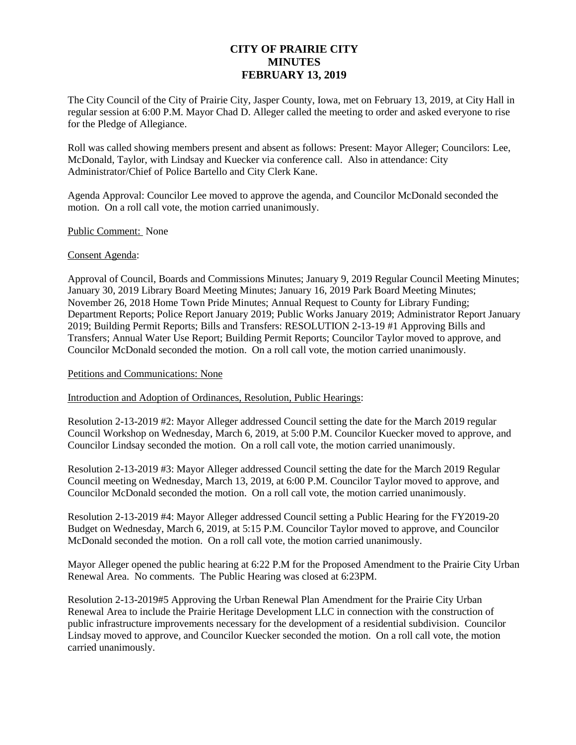# CITY OF PRAIRIE CITY
# MINUTES
# FEBRUARY 13, 2019

The City Council of the City of Prairie City, Jasper County, Iowa, met on February 13, 2019, at City Hall in regular session at 6:00 P.M. Mayor Chad D. Alleger called the meeting to order and asked everyone to rise for the Pledge of Allegiance.

Roll was called showing members present and absent as follows: Present: Mayor Alleger; Councilors: Lee, McDonald, Taylor, with Lindsay and Kuecker via conference call. Also in attendance: City Administrator/Chief of Police Bartello and City Clerk Kane.

Agenda Approval: Councilor Lee moved to approve the agenda, and Councilor McDonald seconded the motion. On a roll call vote, the motion carried unanimously.

Public Comment: None

Consent Agenda:

Approval of Council, Boards and Commissions Minutes; January 9, 2019 Regular Council Meeting Minutes; January 30, 2019 Library Board Meeting Minutes; January 16, 2019 Park Board Meeting Minutes; November 26, 2018 Home Town Pride Minutes; Annual Request to County for Library Funding; Department Reports; Police Report January 2019; Public Works January 2019; Administrator Report January 2019; Building Permit Reports; Bills and Transfers: RESOLUTION 2-13-19 #1 Approving Bills and Transfers; Annual Water Use Report; Building Permit Reports; Councilor Taylor moved to approve, and Councilor McDonald seconded the motion. On a roll call vote, the motion carried unanimously.

Petitions and Communications: None

Introduction and Adoption of Ordinances, Resolution, Public Hearings:

Resolution 2-13-2019 #2: Mayor Alleger addressed Council setting the date for the March 2019 regular Council Workshop on Wednesday, March 6, 2019, at 5:00 P.M. Councilor Kuecker moved to approve, and Councilor Lindsay seconded the motion. On a roll call vote, the motion carried unanimously.

Resolution 2-13-2019 #3: Mayor Alleger addressed Council setting the date for the March 2019 Regular Council meeting on Wednesday, March 13, 2019, at 6:00 P.M. Councilor Taylor moved to approve, and Councilor McDonald seconded the motion. On a roll call vote, the motion carried unanimously.

Resolution 2-13-2019 #4: Mayor Alleger addressed Council setting a Public Hearing for the FY2019-20 Budget on Wednesday, March 6, 2019, at 5:15 P.M. Councilor Taylor moved to approve, and Councilor McDonald seconded the motion. On a roll call vote, the motion carried unanimously.

Mayor Alleger opened the public hearing at 6:22 P.M for the Proposed Amendment to the Prairie City Urban Renewal Area. No comments. The Public Hearing was closed at 6:23PM.

Resolution 2-13-2019#5 Approving the Urban Renewal Plan Amendment for the Prairie City Urban Renewal Area to include the Prairie Heritage Development LLC in connection with the construction of public infrastructure improvements necessary for the development of a residential subdivision. Councilor Lindsay moved to approve, and Councilor Kuecker seconded the motion. On a roll call vote, the motion carried unanimously.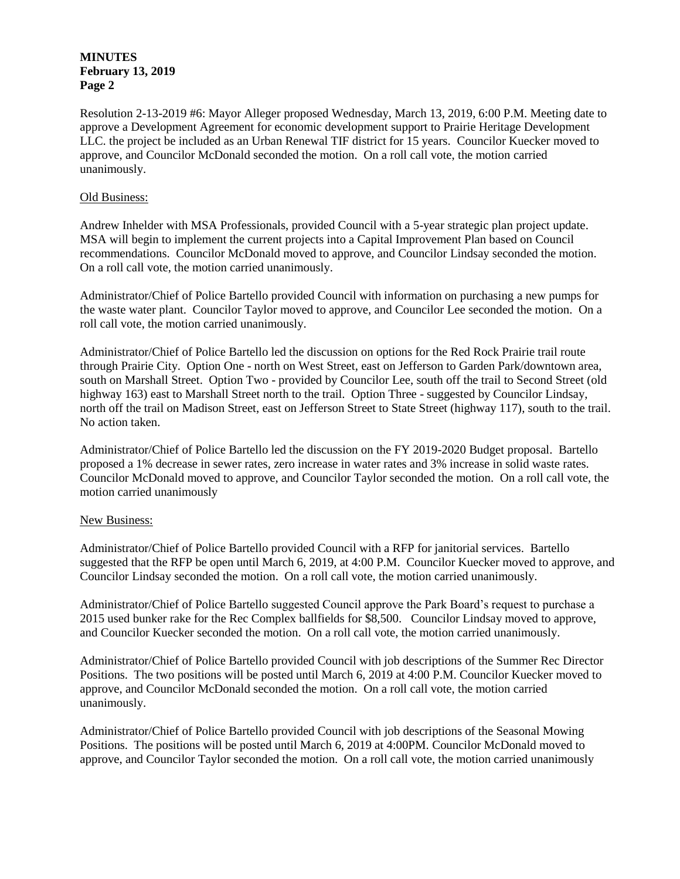Resolution 2-13-2019 #6: Mayor Alleger proposed Wednesday, March 13, 2019, 6:00 P.M. Meeting date to approve a Development Agreement for economic development support to Prairie Heritage Development LLC. the project be included as an Urban Renewal TIF district for 15 years. Councilor Kuecker moved to approve, and Councilor McDonald seconded the motion. On a roll call vote, the motion carried unanimously.

Old Business:

Andrew Inhelder with MSA Professionals, provided Council with a 5-year strategic plan project update. MSA will begin to implement the current projects into a Capital Improvement Plan based on Council recommendations. Councilor McDonald moved to approve, and Councilor Lindsay seconded the motion. On a roll call vote, the motion carried unanimously.

Administrator/Chief of Police Bartello provided Council with information on purchasing a new pumps for the waste water plant. Councilor Taylor moved to approve, and Councilor Lee seconded the motion. On a roll call vote, the motion carried unanimously.

Administrator/Chief of Police Bartello led the discussion on options for the Red Rock Prairie trail route through Prairie City. Option One - north on West Street, east on Jefferson to Garden Park/downtown area, south on Marshall Street. Option Two - provided by Councilor Lee, south off the trail to Second Street (old highway 163) east to Marshall Street north to the trail. Option Three - suggested by Councilor Lindsay, north off the trail on Madison Street, east on Jefferson Street to State Street (highway 117), south to the trail. No action taken.

Administrator/Chief of Police Bartello led the discussion on the FY 2019-2020 Budget proposal. Bartello proposed a 1% decrease in sewer rates, zero increase in water rates and 3% increase in solid waste rates. Councilor McDonald moved to approve, and Councilor Taylor seconded the motion. On a roll call vote, the motion carried unanimously

New Business:

Administrator/Chief of Police Bartello provided Council with a RFP for janitorial services. Bartello suggested that the RFP be open until March 6, 2019, at 4:00 P.M. Councilor Kuecker moved to approve, and Councilor Lindsay seconded the motion. On a roll call vote, the motion carried unanimously.

Administrator/Chief of Police Bartello suggested Council approve the Park Board's request to purchase a 2015 used bunker rake for the Rec Complex ballfields for $8,500. Councilor Lindsay moved to approve, and Councilor Kuecker seconded the motion. On a roll call vote, the motion carried unanimously.

Administrator/Chief of Police Bartello provided Council with job descriptions of the Summer Rec Director Positions. The two positions will be posted until March 6, 2019 at 4:00 P.M. Councilor Kuecker moved to approve, and Councilor McDonald seconded the motion. On a roll call vote, the motion carried unanimously.

Administrator/Chief of Police Bartello provided Council with job descriptions of the Seasonal Mowing Positions. The positions will be posted until March 6, 2019 at 4:00PM. Councilor McDonald moved to approve, and Councilor Taylor seconded the motion. On a roll call vote, the motion carried unanimously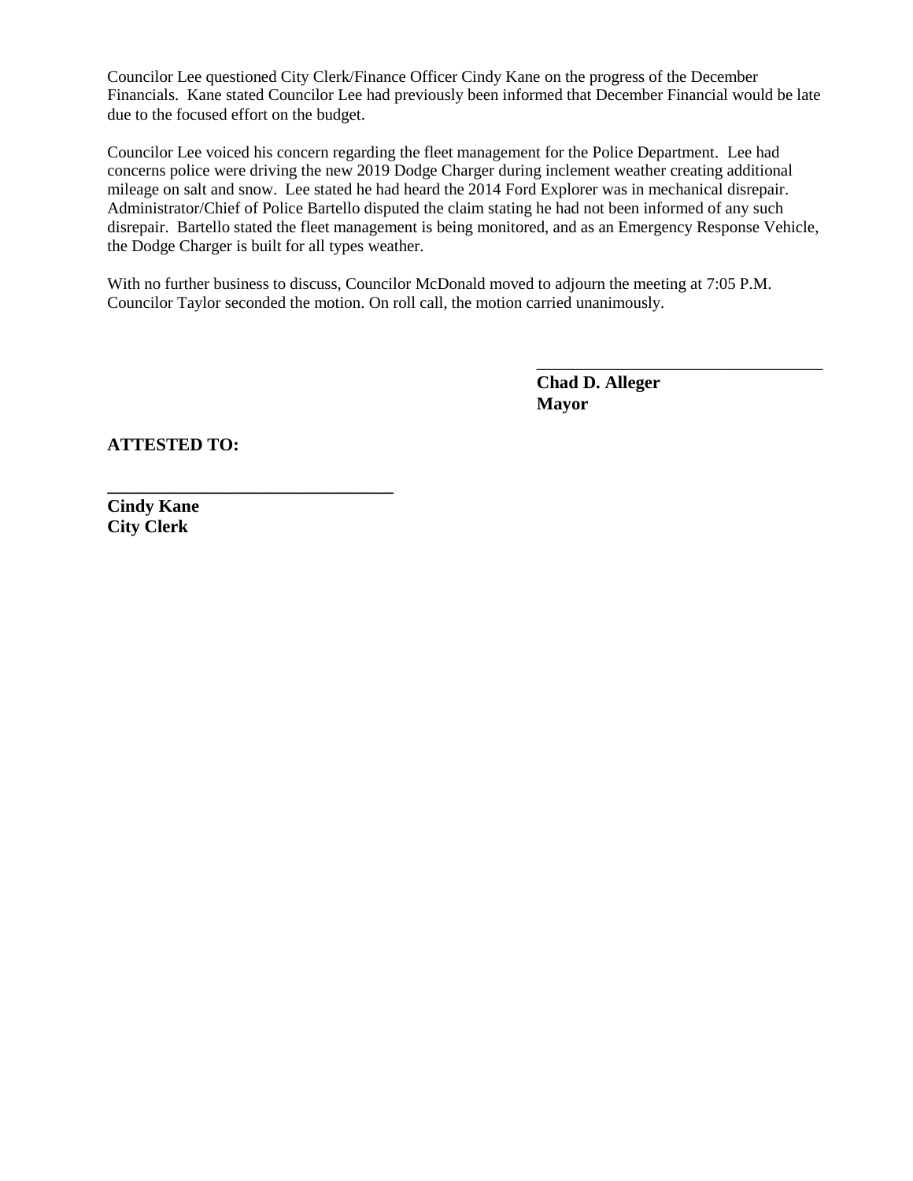Councilor Lee questioned City Clerk/Finance Officer Cindy Kane on the progress of the December Financials. Kane stated Councilor Lee had previously been informed that December Financial would be late due to the focused effort on the budget.

Councilor Lee voiced his concern regarding the fleet management for the Police Department. Lee had concerns police were driving the new 2019 Dodge Charger during inclement weather creating additional mileage on salt and snow. Lee stated he had heard the 2014 Ford Explorer was in mechanical disrepair. Administrator/Chief of Police Bartello disputed the claim stating he had not been informed of any such disrepair. Bartello stated the fleet management is being monitored, and as an Emergency Response Vehicle, the Dodge Charger is built for all types weather.

With no further business to discuss, Councilor McDonald moved to adjourn the meeting at 7:05 P.M. Councilor Taylor seconded the motion. On roll call, the motion carried unanimously.

\_\_\_\_\_\_\_\_\_\_\_\_\_\_\_\_\_\_\_\_\_\_\_\_\_\_\_\_\_\_\_\_\_\_

**Chad D. Alleger**
**Mayor**

**ATTESTED TO:**

\_\_\_\_\_\_\_\_\_\_\_\_\_\_\_\_\_\_\_\_\_\_\_\_\_\_\_\_\_\_\_\_\_\_

**Cindy Kane**
**City Clerk**